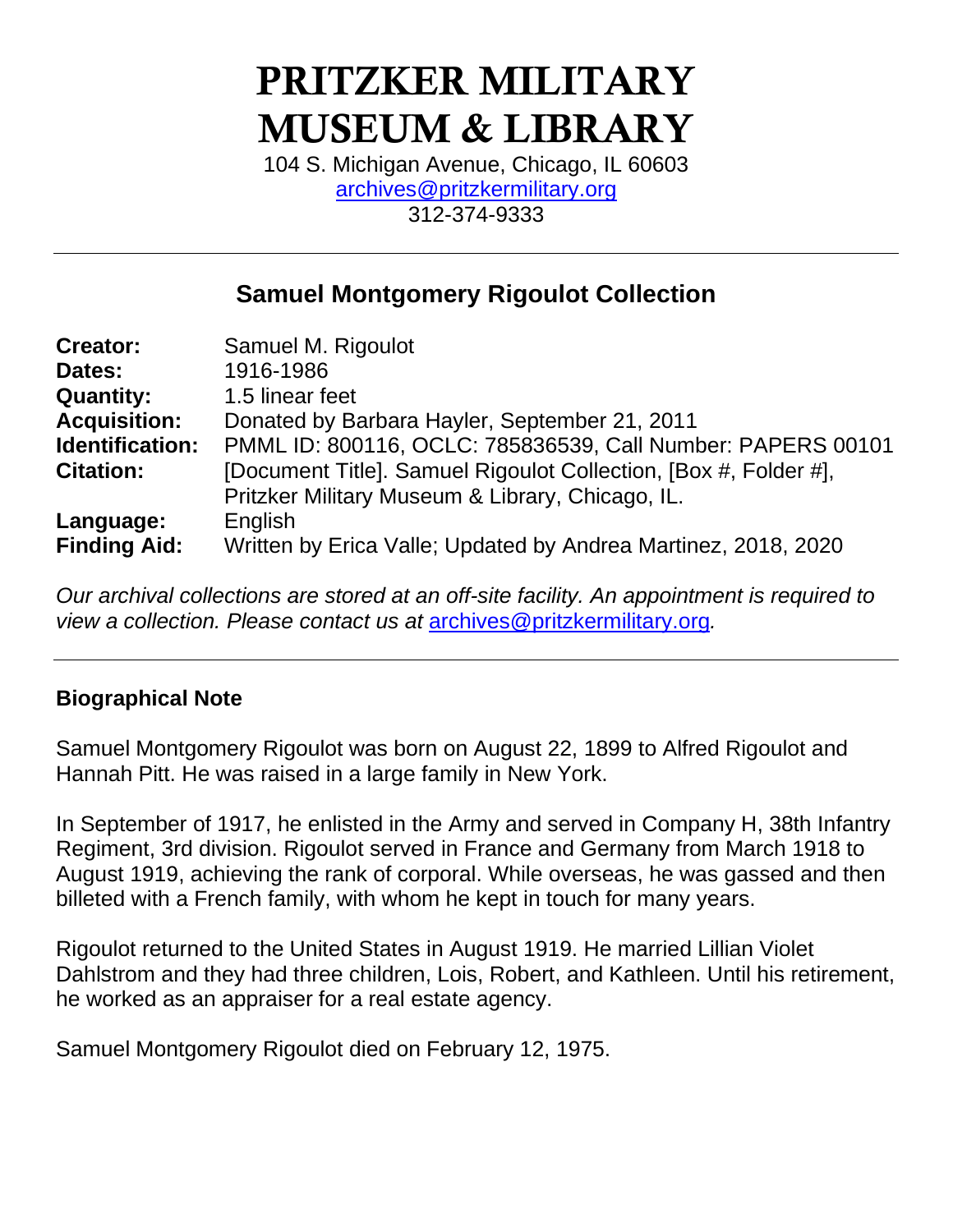# PRITZKER MILITARY MUSEUM & LIBRARY

104 S. Michigan Avenue, Chicago, IL 60603
archives@pritzkermilitary.org
312-374-9333

---

## Samuel Montgomery Rigoulot Collection

| | |
|---|---|
| **Creator:** | Samuel M. Rigoulot |
| **Dates:** | 1916-1986 |
| **Quantity:** | 1.5 linear feet |
| **Acquisition:** | Donated by Barbara Hayler, September 21, 2011 |
| **Identification:** | PMML ID: 800116, OCLC: 785836539, Call Number: PAPERS 00101 |
| **Citation:** | [Document Title]. Samuel Rigoulot Collection, [Box #, Folder #], Pritzker Military Museum & Library, Chicago, IL. |
| **Language:** | English |
| **Finding Aid:** | Written by Erica Valle; Updated by Andrea Martinez, 2018, 2020 |

*Our archival collections are stored at an off-site facility. An appointment is required to view a collection. Please contact us at archives@pritzkermilitary.org.*

---

### Biographical Note

Samuel Montgomery Rigoulot was born on August 22, 1899 to Alfred Rigoulot and Hannah Pitt. He was raised in a large family in New York.

In September of 1917, he enlisted in the Army and served in Company H, 38th Infantry Regiment, 3rd division. Rigoulot served in France and Germany from March 1918 to August 1919, achieving the rank of corporal. While overseas, he was gassed and then billeted with a French family, with whom he kept in touch for many years.

Rigoulot returned to the United States in August 1919. He married Lillian Violet Dahlstrom and they had three children, Lois, Robert, and Kathleen. Until his retirement, he worked as an appraiser for a real estate agency.

Samuel Montgomery Rigoulot died on February 12, 1975.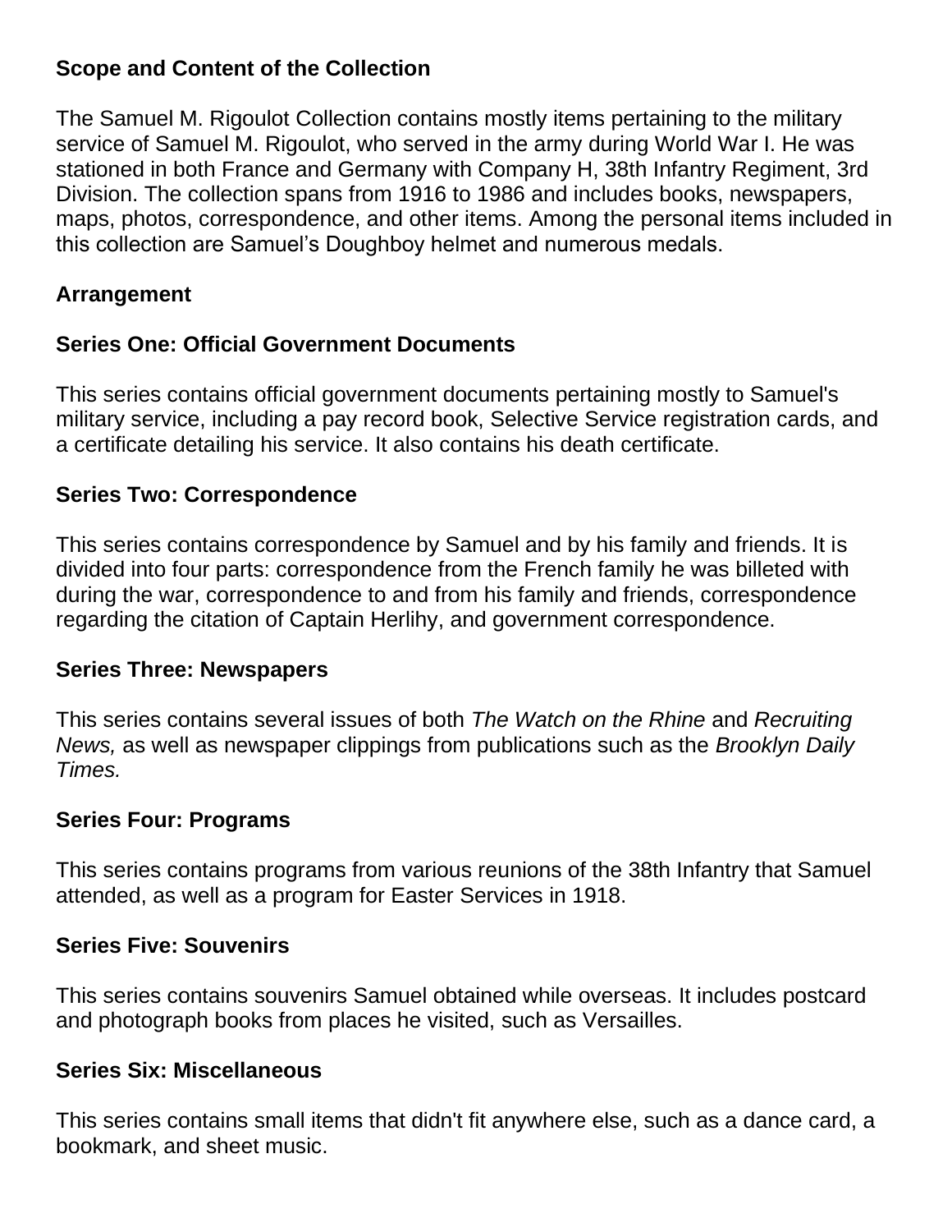## Scope and Content of the Collection

The Samuel M. Rigoulot Collection contains mostly items pertaining to the military service of Samuel M. Rigoulot, who served in the army during World War I. He was stationed in both France and Germany with Company H, 38th Infantry Regiment, 3rd Division. The collection spans from 1916 to 1986 and includes books, newspapers, maps, photos, correspondence, and other items. Among the personal items included in this collection are Samuel's Doughboy helmet and numerous medals.

## Arrangement

### Series One: Official Government Documents

This series contains official government documents pertaining mostly to Samuel's military service, including a pay record book, Selective Service registration cards, and a certificate detailing his service. It also contains his death certificate.

### Series Two: Correspondence

This series contains correspondence by Samuel and by his family and friends. It is divided into four parts: correspondence from the French family he was billeted with during the war, correspondence to and from his family and friends, correspondence regarding the citation of Captain Herlihy, and government correspondence.

### Series Three: Newspapers

This series contains several issues of both *The Watch on the Rhine* and *Recruiting News,* as well as newspaper clippings from publications such as the *Brooklyn Daily Times.*

### Series Four: Programs

This series contains programs from various reunions of the 38th Infantry that Samuel attended, as well as a program for Easter Services in 1918.

### Series Five: Souvenirs

This series contains souvenirs Samuel obtained while overseas. It includes postcard and photograph books from places he visited, such as Versailles.

### Series Six: Miscellaneous

This series contains small items that didn't fit anywhere else, such as a dance card, a bookmark, and sheet music.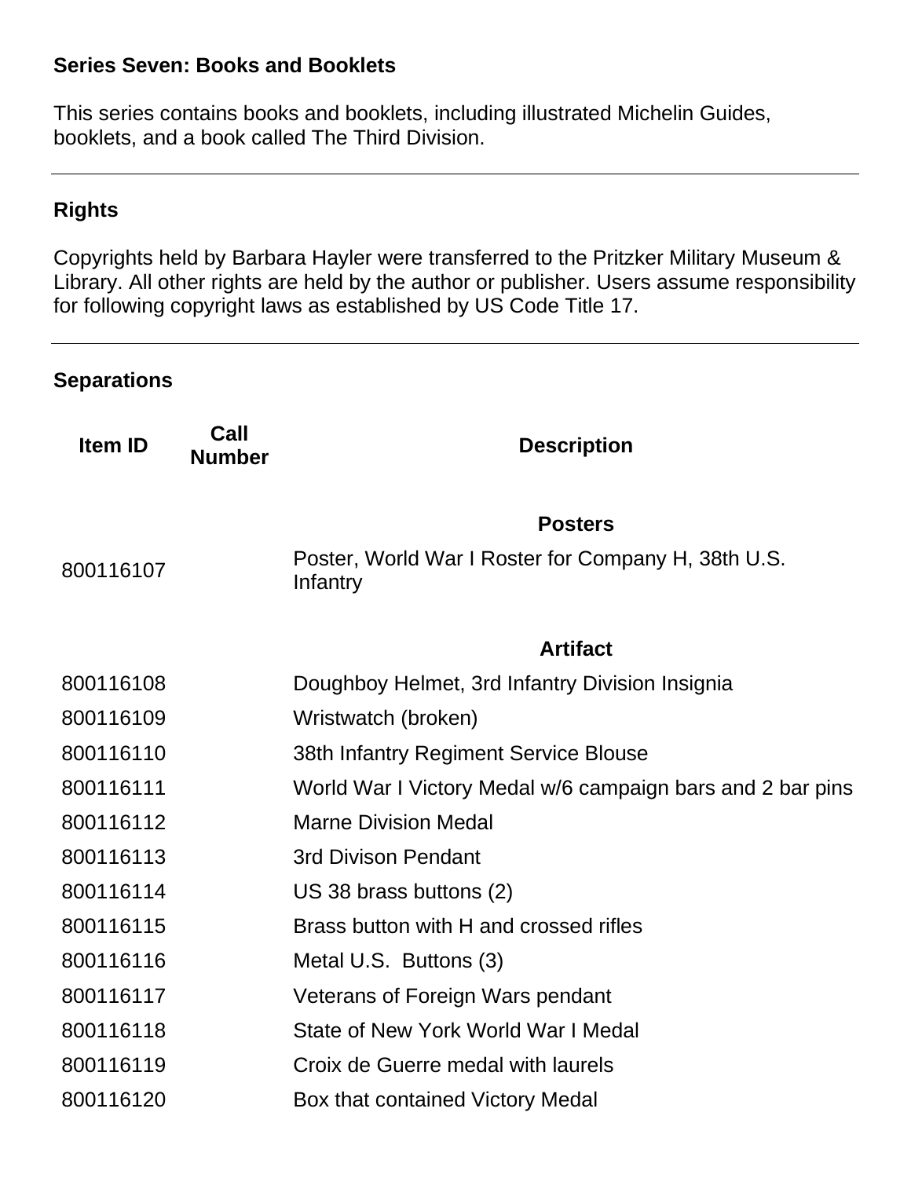### Series Seven: Books and Booklets

This series contains books and booklets, including illustrated Michelin Guides, booklets, and a book called The Third Division.

---

### Rights

Copyrights held by Barbara Hayler were transferred to the Pritzker Military Museum & Library. All other rights are held by the author or publisher. Users assume responsibility for following copyright laws as established by US Code Title 17.

---

### Separations

| Item ID | Call Number | Description |
|---|---|---|
| | | **Posters** |
| 800116107 | | Poster, World War I Roster for Company H, 38th U.S. Infantry |
| | | **Artifact** |
| 800116108 | | Doughboy Helmet, 3rd Infantry Division Insignia |
| 800116109 | | Wristwatch (broken) |
| 800116110 | | 38th Infantry Regiment Service Blouse |
| 800116111 | | World War I Victory Medal w/6 campaign bars and 2 bar pins |
| 800116112 | | Marne Division Medal |
| 800116113 | | 3rd Divison Pendant |
| 800116114 | | US 38 brass buttons (2) |
| 800116115 | | Brass button with H and crossed rifles |
| 800116116 | | Metal U.S. Buttons (3) |
| 800116117 | | Veterans of Foreign Wars pendant |
| 800116118 | | State of New York World War I Medal |
| 800116119 | | Croix de Guerre medal with laurels |
| 800116120 | | Box that contained Victory Medal |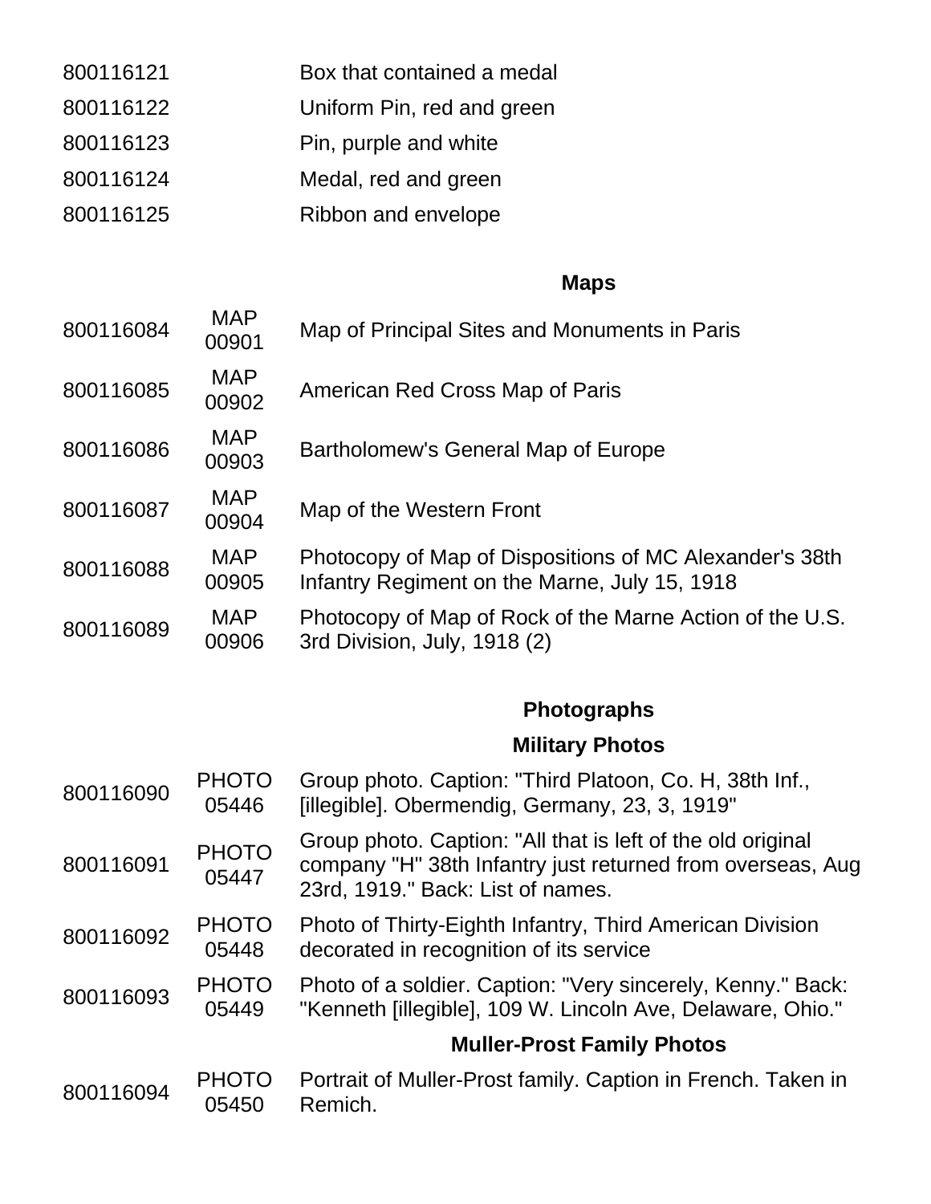| | | |
|---|---|---|
| 800116121 | | Box that contained a medal |
| 800116122 | | Uniform Pin, red and green |
| 800116123 | | Pin, purple and white |
| 800116124 | | Medal, red and green |
| 800116125 | | Ribbon and envelope |

### Maps

| | | |
|---|---|---|
| 800116084 | MAP 00901 | Map of Principal Sites and Monuments in Paris |
| 800116085 | MAP 00902 | American Red Cross Map of Paris |
| 800116086 | MAP 00903 | Bartholomew's General Map of Europe |
| 800116087 | MAP 00904 | Map of the Western Front |
| 800116088 | MAP 00905 | Photocopy of Map of Dispositions of MC Alexander's 38th Infantry Regiment on the Marne, July 15, 1918 |
| 800116089 | MAP 00906 | Photocopy of Map of Rock of the Marne Action of the U.S. 3rd Division, July, 1918 (2) |

### Photographs

#### Military Photos

| | | |
|---|---|---|
| 800116090 | PHOTO 05446 | Group photo. Caption: "Third Platoon, Co. H, 38th Inf., [illegible]. Obermendig, Germany, 23, 3, 1919" |
| 800116091 | PHOTO 05447 | Group photo. Caption: "All that is left of the old original company "H" 38th Infantry just returned from overseas, Aug 23rd, 1919." Back: List of names. |
| 800116092 | PHOTO 05448 | Photo of Thirty-Eighth Infantry, Third American Division decorated in recognition of its service |
| 800116093 | PHOTO 05449 | Photo of a soldier. Caption: "Very sincerely, Kenny." Back: "Kenneth [illegible], 109 W. Lincoln Ave, Delaware, Ohio." |

#### Muller-Prost Family Photos

| | | |
|---|---|---|
| 800116094 | PHOTO 05450 | Portrait of Muller-Prost family. Caption in French. Taken in Remich. |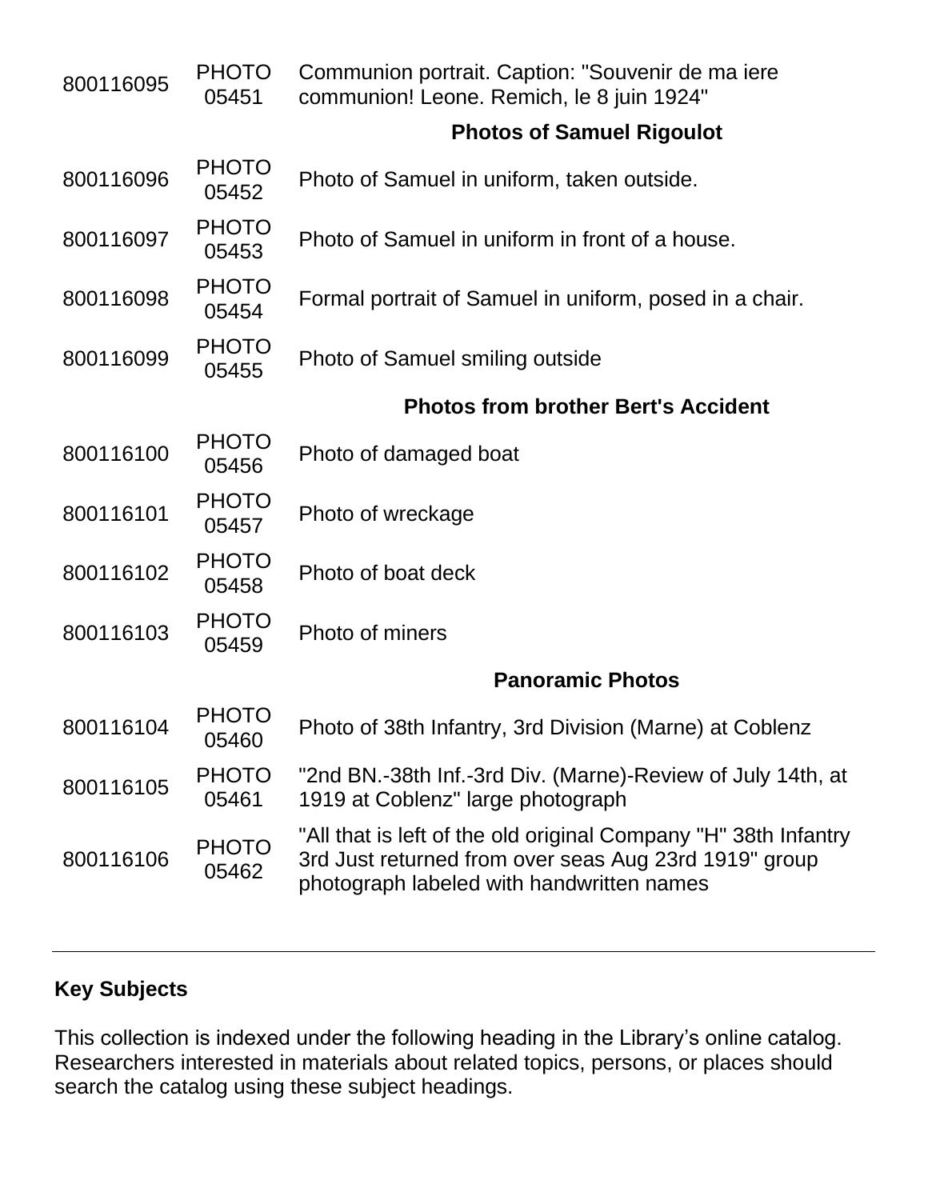| | | |
|---|---|---|
| 800116095 | PHOTO 05451 | Communion portrait. Caption: "Souvenir de ma iere communion! Leone. Remich, le 8 juin 1924" |
| | | **Photos of Samuel Rigoulot** |
| 800116096 | PHOTO 05452 | Photo of Samuel in uniform, taken outside. |
| 800116097 | PHOTO 05453 | Photo of Samuel in uniform in front of a house. |
| 800116098 | PHOTO 05454 | Formal portrait of Samuel in uniform, posed in a chair. |
| 800116099 | PHOTO 05455 | Photo of Samuel smiling outside |
| | | **Photos from brother Bert's Accident** |
| 800116100 | PHOTO 05456 | Photo of damaged boat |
| 800116101 | PHOTO 05457 | Photo of wreckage |
| 800116102 | PHOTO 05458 | Photo of boat deck |
| 800116103 | PHOTO 05459 | Photo of miners |
| | | **Panoramic Photos** |
| 800116104 | PHOTO 05460 | Photo of 38th Infantry, 3rd Division (Marne) at Coblenz |
| 800116105 | PHOTO 05461 | "2nd BN.-38th Inf.-3rd Div. (Marne)-Review of July 14th, at 1919 at Coblenz" large photograph |
| 800116106 | PHOTO 05462 | "All that is left of the old original Company "H" 38th Infantry 3rd Just returned from over seas Aug 23rd 1919" group photograph labeled with handwritten names |

---

## Key Subjects

This collection is indexed under the following heading in the Library's online catalog. Researchers interested in materials about related topics, persons, or places should search the catalog using these subject headings.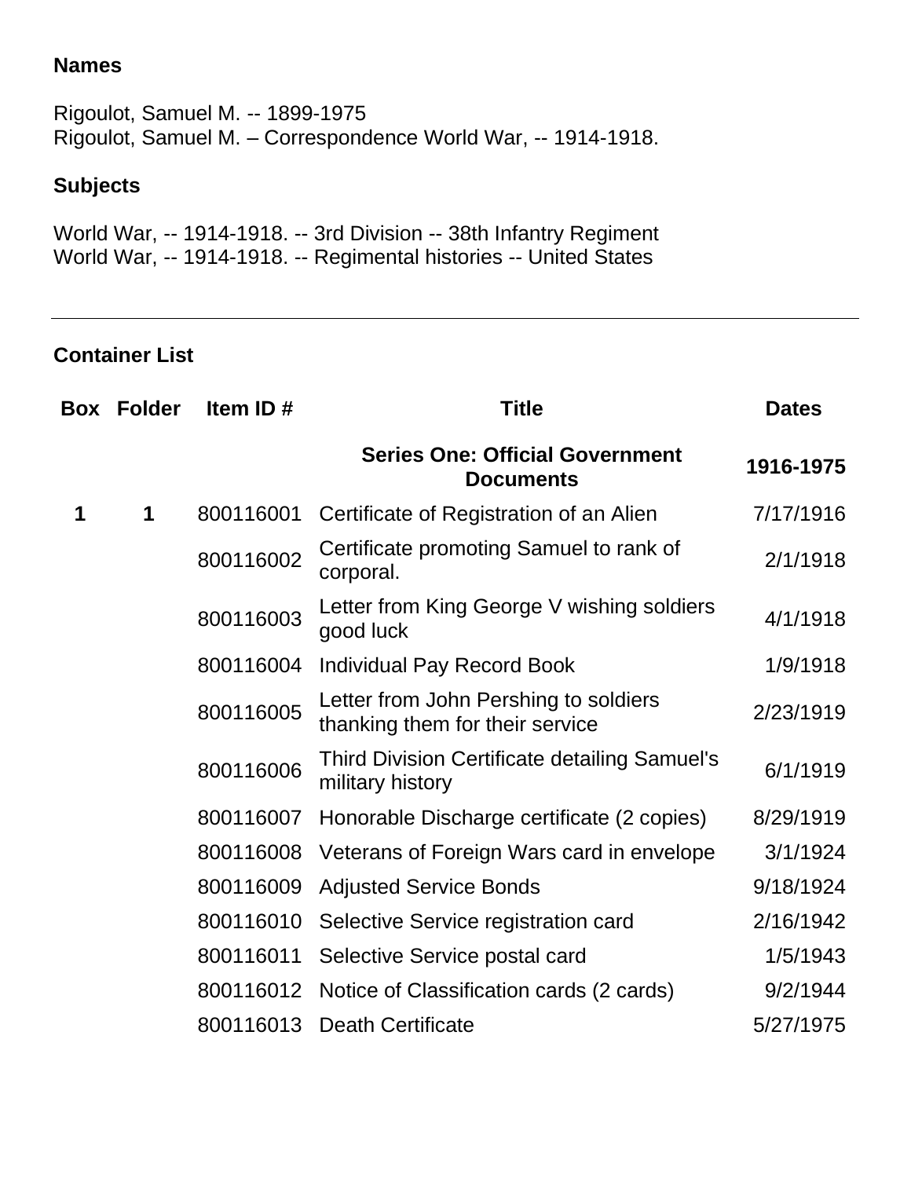**Names**

Rigoulot, Samuel M. -- 1899-1975
Rigoulot, Samuel M. – Correspondence World War, -- 1914-1918.

**Subjects**

World War, -- 1914-1918. -- 3rd Division -- 38th Infantry Regiment
World War, -- 1914-1918. -- Regimental histories -- United States

---

**Container List**

| Box | Folder | Item ID # | Title | Dates |
|---|---|---|---|---|
| | | | **Series One: Official Government Documents** | **1916-1975** |
| 1 | 1 | 800116001 | Certificate of Registration of an Alien | 7/17/1916 |
| | | 800116002 | Certificate promoting Samuel to rank of corporal. | 2/1/1918 |
| | | 800116003 | Letter from King George V wishing soldiers good luck | 4/1/1918 |
| | | 800116004 | Individual Pay Record Book | 1/9/1918 |
| | | 800116005 | Letter from John Pershing to soldiers thanking them for their service | 2/23/1919 |
| | | 800116006 | Third Division Certificate detailing Samuel's military history | 6/1/1919 |
| | | 800116007 | Honorable Discharge certificate (2 copies) | 8/29/1919 |
| | | 800116008 | Veterans of Foreign Wars card in envelope | 3/1/1924 |
| | | 800116009 | Adjusted Service Bonds | 9/18/1924 |
| | | 800116010 | Selective Service registration card | 2/16/1942 |
| | | 800116011 | Selective Service postal card | 1/5/1943 |
| | | 800116012 | Notice of Classification cards (2 cards) | 9/2/1944 |
| | | 800116013 | Death Certificate | 5/27/1975 |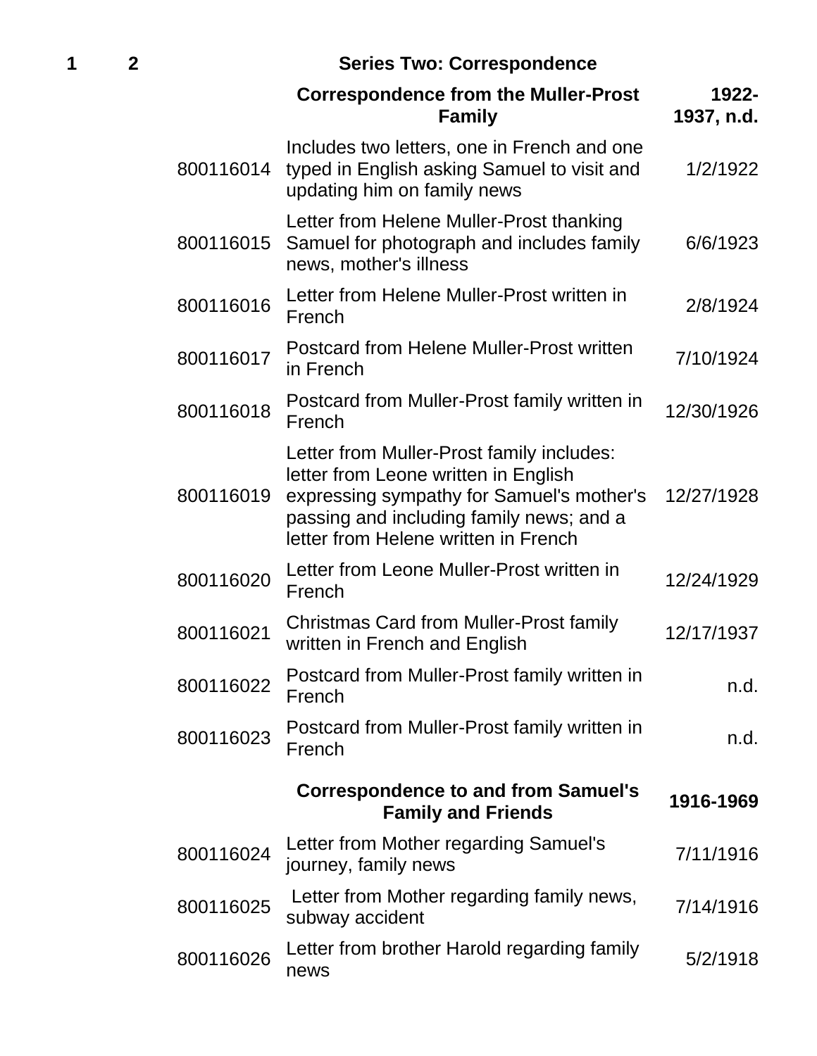| Box | Folder | ID | Description | Date |
|---|---|---|---|---|
| 1 | 2 | | **Series Two: Correspondence** | |
| | | | **Correspondence from the Muller-Prost Family** | **1922-1937, n.d.** |
| | | 800116014 | Includes two letters, one in French and one typed in English asking Samuel to visit and updating him on family news | 1/2/1922 |
| | | 800116015 | Letter from Helene Muller-Prost thanking Samuel for photograph and includes family news, mother's illness | 6/6/1923 |
| | | 800116016 | Letter from Helene Muller-Prost written in French | 2/8/1924 |
| | | 800116017 | Postcard from Helene Muller-Prost written in French | 7/10/1924 |
| | | 800116018 | Postcard from Muller-Prost family written in French | 12/30/1926 |
| | | 800116019 | Letter from Muller-Prost family includes: letter from Leone written in English expressing sympathy for Samuel's mother's passing and including family news; and a letter from Helene written in French | 12/27/1928 |
| | | 800116020 | Letter from Leone Muller-Prost written in French | 12/24/1929 |
| | | 800116021 | Christmas Card from Muller-Prost family written in French and English | 12/17/1937 |
| | | 800116022 | Postcard from Muller-Prost family written in French | n.d. |
| | | 800116023 | Postcard from Muller-Prost family written in French | n.d. |
| | | | **Correspondence to and from Samuel's Family and Friends** | **1916-1969** |
| | | 800116024 | Letter from Mother regarding Samuel's journey, family news | 7/11/1916 |
| | | 800116025 | Letter from Mother regarding family news, subway accident | 7/14/1916 |
| | | 800116026 | Letter from brother Harold regarding family news | 5/2/1918 |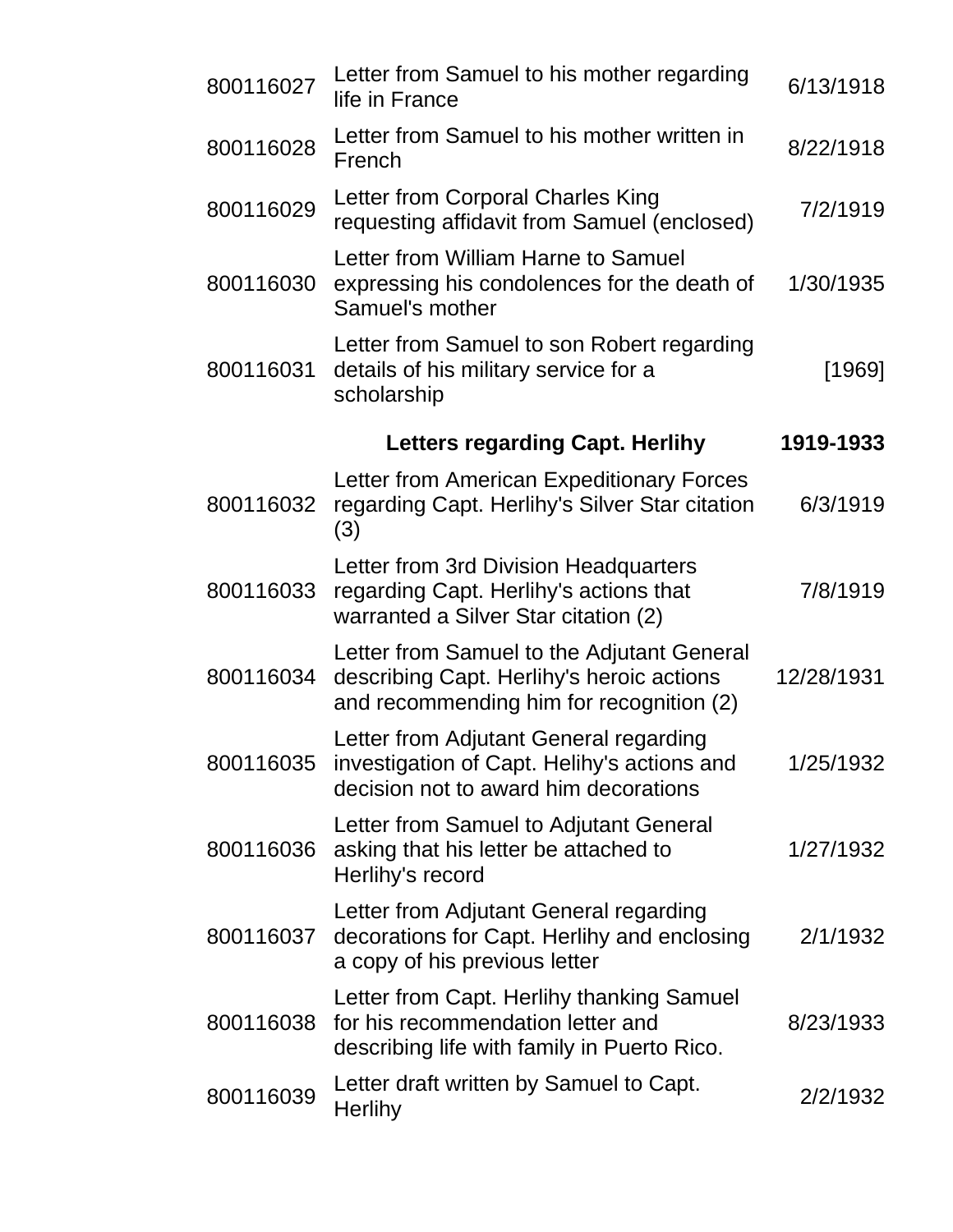| | | |
|---|---|---|
| 800116027 | Letter from Samuel to his mother regarding life in France | 6/13/1918 |
| 800116028 | Letter from Samuel to his mother written in French | 8/22/1918 |
| 800116029 | Letter from Corporal Charles King requesting affidavit from Samuel (enclosed) | 7/2/1919 |
| 800116030 | Letter from William Harne to Samuel expressing his condolences for the death of Samuel's mother | 1/30/1935 |
| 800116031 | Letter from Samuel to son Robert regarding details of his military service for a scholarship | [1969] |
| | **Letters regarding Capt. Herlihy** | **1919-1933** |
| 800116032 | Letter from American Expeditionary Forces regarding Capt. Herlihy's Silver Star citation (3) | 6/3/1919 |
| 800116033 | Letter from 3rd Division Headquarters regarding Capt. Herlihy's actions that warranted a Silver Star citation (2) | 7/8/1919 |
| 800116034 | Letter from Samuel to the Adjutant General describing Capt. Herlihy's heroic actions and recommending him for recognition (2) | 12/28/1931 |
| 800116035 | Letter from Adjutant General regarding investigation of Capt. Helihy's actions and decision not to award him decorations | 1/25/1932 |
| 800116036 | Letter from Samuel to Adjutant General asking that his letter be attached to Herlihy's record | 1/27/1932 |
| 800116037 | Letter from Adjutant General regarding decorations for Capt. Herlihy and enclosing a copy of his previous letter | 2/1/1932 |
| 800116038 | Letter from Capt. Herlihy thanking Samuel for his recommendation letter and describing life with family in Puerto Rico. | 8/23/1933 |
| 800116039 | Letter draft written by Samuel to Capt. Herlihy | 2/2/1932 |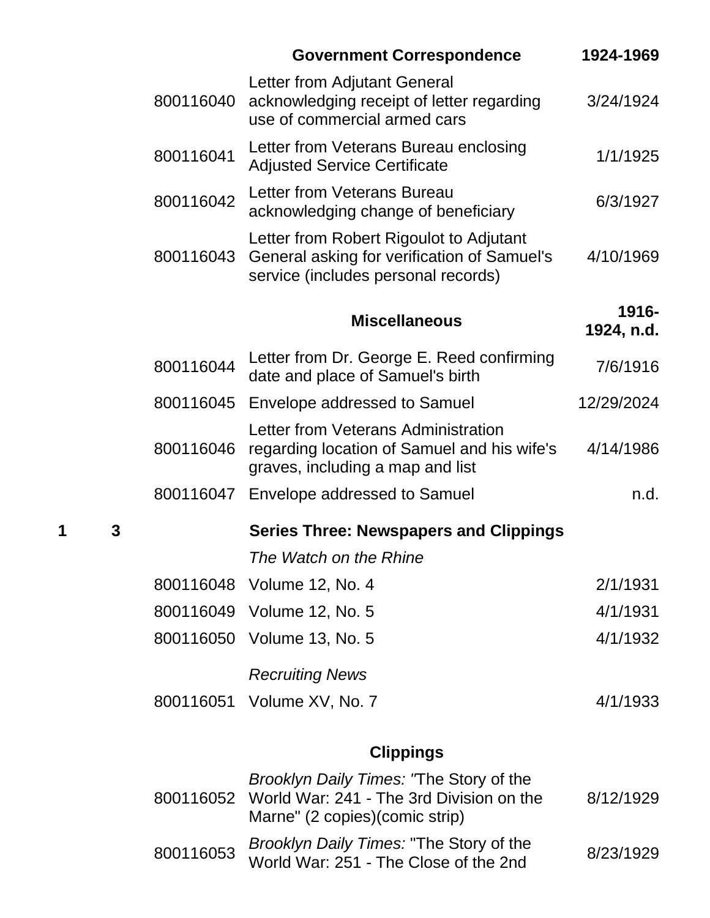| | | | **Government Correspondence** | **1924-1969** |
|---|---|---|---|---|
| | | 800116040 | Letter from Adjutant General acknowledging receipt of letter regarding use of commercial armed cars | 3/24/1924 |
| | | 800116041 | Letter from Veterans Bureau enclosing Adjusted Service Certificate | 1/1/1925 |
| | | 800116042 | Letter from Veterans Bureau acknowledging change of beneficiary | 6/3/1927 |
| | | 800116043 | Letter from Robert Rigoulot to Adjutant General asking for verification of Samuel's service (includes personal records) | 4/10/1969 |
| | | | **Miscellaneous** | **1916-1924, n.d.** |
| | | 800116044 | Letter from Dr. George E. Reed confirming date and place of Samuel's birth | 7/6/1916 |
| | | 800116045 | Envelope addressed to Samuel | 12/29/2024 |
| | | 800116046 | Letter from Veterans Administration regarding location of Samuel and his wife's graves, including a map and list | 4/14/1986 |
| | | 800116047 | Envelope addressed to Samuel | n.d. |
| **1** | **3** | | **Series Three: Newspapers and Clippings** | |
| | | | *The Watch on the Rhine* | |
| | | 800116048 | Volume 12, No. 4 | 2/1/1931 |
| | | 800116049 | Volume 12, No. 5 | 4/1/1931 |
| | | 800116050 | Volume 13, No. 5 | 4/1/1932 |
| | | | *Recruiting News* | |
| | | 800116051 | Volume XV, No. 7 | 4/1/1933 |
| | | | **Clippings** | |
| | | 800116052 | *Brooklyn Daily Times: "*The Story of the World War: 241 - The 3rd Division on the Marne" (2 copies)(comic strip) | 8/12/1929 |
| | | 800116053 | *Brooklyn Daily Times:* "The Story of the World War: 251 - The Close of the 2nd | 8/23/1929 |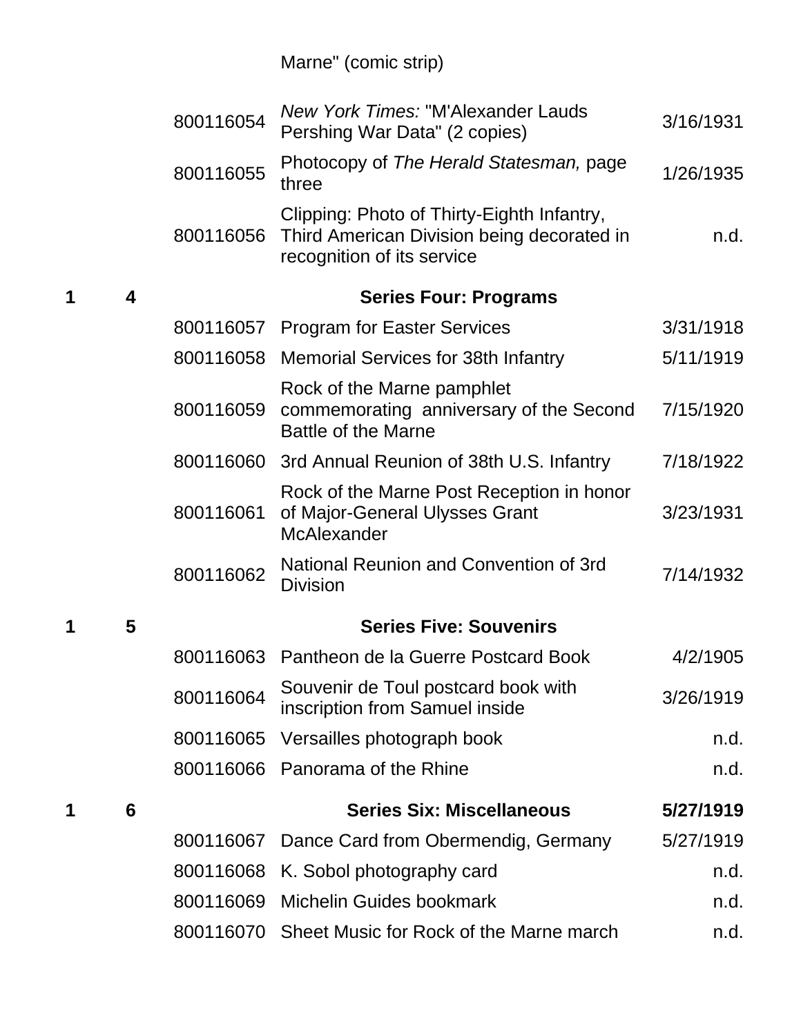| | | | Marne" (comic strip) | |
|---|---|---|---|---|
| | | 800116054 | *New York Times:* "M'Alexander Lauds Pershing War Data" (2 copies) | 3/16/1931 |
| | | 800116055 | Photocopy of *The Herald Statesman,* page three | 1/26/1935 |
| | | 800116056 | Clipping: Photo of Thirty-Eighth Infantry, Third American Division being decorated in recognition of its service | n.d. |
| **1** | **4** | | **Series Four: Programs** | |
| | | 800116057 | Program for Easter Services | 3/31/1918 |
| | | 800116058 | Memorial Services for 38th Infantry | 5/11/1919 |
| | | 800116059 | Rock of the Marne pamphlet commemorating anniversary of the Second Battle of the Marne | 7/15/1920 |
| | | 800116060 | 3rd Annual Reunion of 38th U.S. Infantry | 7/18/1922 |
| | | 800116061 | Rock of the Marne Post Reception in honor of Major-General Ulysses Grant McAlexander | 3/23/1931 |
| | | 800116062 | National Reunion and Convention of 3rd Division | 7/14/1932 |
| **1** | **5** | | **Series Five: Souvenirs** | |
| | | 800116063 | Pantheon de la Guerre Postcard Book | 4/2/1905 |
| | | 800116064 | Souvenir de Toul postcard book with inscription from Samuel inside | 3/26/1919 |
| | | 800116065 | Versailles photograph book | n.d. |
| | | 800116066 | Panorama of the Rhine | n.d. |
| **1** | **6** | | **Series Six: Miscellaneous** | **5/27/1919** |
| | | 800116067 | Dance Card from Obermendig, Germany | 5/27/1919 |
| | | 800116068 | K. Sobol photography card | n.d. |
| | | 800116069 | Michelin Guides bookmark | n.d. |
| | | 800116070 | Sheet Music for Rock of the Marne march | n.d. |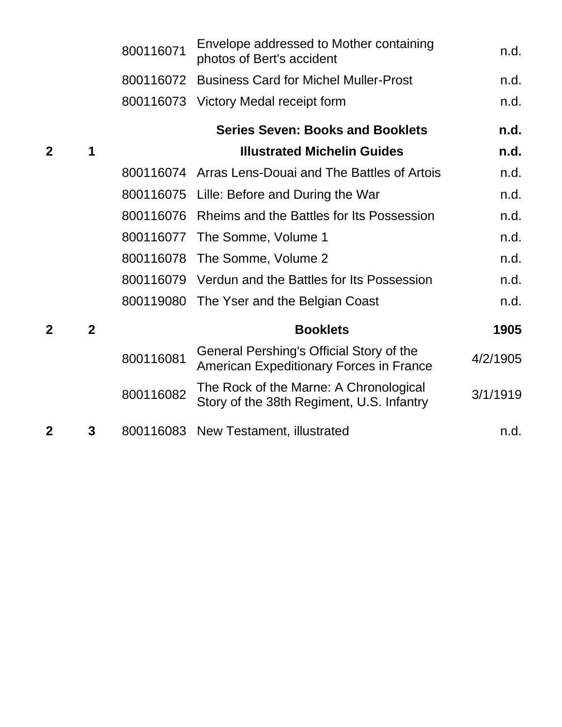| | | | | |
|---|---|---|---|---|
| | | 800116071 | Envelope addressed to Mother containing photos of Bert's accident | n.d. |
| | | 800116072 | Business Card for Michel Muller-Prost | n.d. |
| | | 800116073 | Victory Medal receipt form | n.d. |
| | | | **Series Seven: Books and Booklets** | **n.d.** |
| **2** | **1** | | **Illustrated Michelin Guides** | **n.d.** |
| | | 800116074 | Arras Lens-Douai and The Battles of Artois | n.d. |
| | | 800116075 | Lille: Before and During the War | n.d. |
| | | 800116076 | Rheims and the Battles for Its Possession | n.d. |
| | | 800116077 | The Somme, Volume 1 | n.d. |
| | | 800116078 | The Somme, Volume 2 | n.d. |
| | | 800116079 | Verdun and the Battles for Its Possession | n.d. |
| | | 800119080 | The Yser and the Belgian Coast | n.d. |
| **2** | **2** | | **Booklets** | **1905** |
| | | 800116081 | General Pershing's Official Story of the American Expeditionary Forces in France | 4/2/1905 |
| | | 800116082 | The Rock of the Marne: A Chronological Story of the 38th Regiment, U.S. Infantry | 3/1/1919 |
| **2** | **3** | 800116083 | New Testament, illustrated | n.d. |